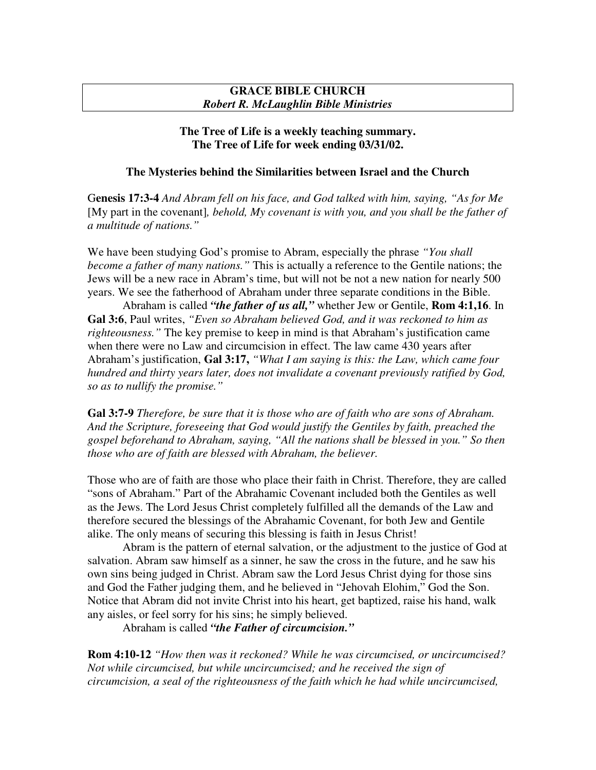**GRACE BIBLE CHURCH**
***Robert R. McLaughlin Bible Ministries***

**The Tree of Life is a weekly teaching summary.**
**The Tree of Life for week ending 03/31/02.**

**The Mysteries behind the Similarities between Israel and the Church**

**Genesis 17:3-4** *And Abram fell on his face, and God talked with him, saying, "As for Me* [My part in the covenant]*, behold, My covenant is with you, and you shall be the father of a multitude of nations."*

We have been studying God's promise to Abram, especially the phrase *"You shall become a father of many nations."* This is actually a reference to the Gentile nations; the Jews will be a new race in Abram's time, but will not be not a new nation for nearly 500 years. We see the fatherhood of Abraham under three separate conditions in the Bible.

Abraham is called ***"the father of us all,"*** whether Jew or Gentile, **Rom 4:1,16**. In **Gal 3:6**, Paul writes, *"Even so Abraham believed God, and it was reckoned to him as righteousness."* The key premise to keep in mind is that Abraham's justification came when there were no Law and circumcision in effect. The law came 430 years after Abraham's justification, **Gal 3:17,** *"What I am saying is this: the Law, which came four hundred and thirty years later, does not invalidate a covenant previously ratified by God, so as to nullify the promise."*

**Gal 3:7-9** *Therefore, be sure that it is those who are of faith who are sons of Abraham. And the Scripture, foreseeing that God would justify the Gentiles by faith, preached the gospel beforehand to Abraham, saying, "All the nations shall be blessed in you." So then those who are of faith are blessed with Abraham, the believer.*

Those who are of faith are those who place their faith in Christ. Therefore, they are called "sons of Abraham." Part of the Abrahamic Covenant included both the Gentiles as well as the Jews. The Lord Jesus Christ completely fulfilled all the demands of the Law and therefore secured the blessings of the Abrahamic Covenant, for both Jew and Gentile alike. The only means of securing this blessing is faith in Jesus Christ!

Abram is the pattern of eternal salvation, or the adjustment to the justice of God at salvation. Abram saw himself as a sinner, he saw the cross in the future, and he saw his own sins being judged in Christ. Abram saw the Lord Jesus Christ dying for those sins and God the Father judging them, and he believed in "Jehovah Elohim," God the Son. Notice that Abram did not invite Christ into his heart, get baptized, raise his hand, walk any aisles, or feel sorry for his sins; he simply believed.

Abraham is called ***"the Father of circumcision."***

**Rom 4:10-12** *"How then was it reckoned? While he was circumcised, or uncircumcised? Not while circumcised, but while uncircumcised; and he received the sign of circumcision, a seal of the righteousness of the faith which he had while uncircumcised,*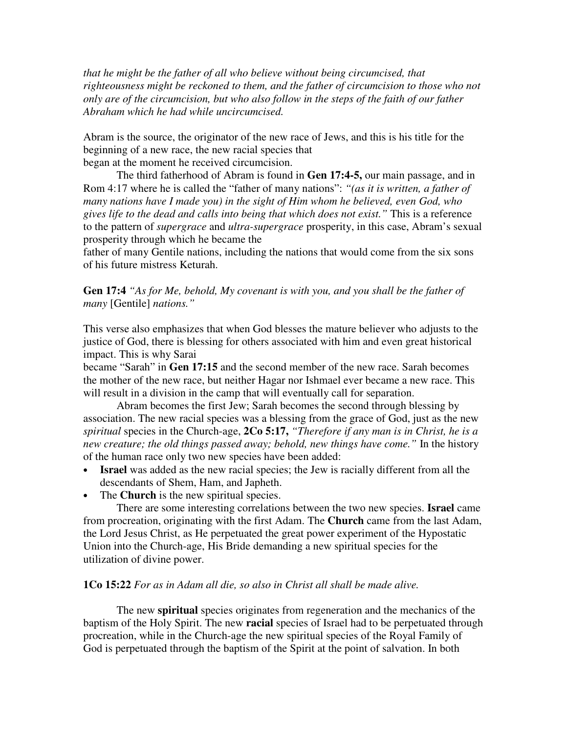*that he might be the father of all who believe without being circumcised, that righteousness might be reckoned to them, and the father of circumcision to those who not only are of the circumcision, but who also follow in the steps of the faith of our father Abraham which he had while uncircumcised.*

Abram is the source, the originator of the new race of Jews, and this is his title for the beginning of a new race, the new racial species that began at the moment he received circumcision.

The third fatherhood of Abram is found in **Gen 17:4-5,** our main passage, and in Rom 4:17 where he is called the "father of many nations": *"(as it is written, a father of many nations have I made you) in the sight of Him whom he believed, even God, who gives life to the dead and calls into being that which does not exist."* This is a reference to the pattern of *supergrace* and *ultra-supergrace* prosperity, in this case, Abram's sexual prosperity through which he became the father of many Gentile nations, including the nations that would come from the six sons of his future mistress Keturah.

**Gen 17:4** *"As for Me, behold, My covenant is with you, and you shall be the father of many* [Gentile] *nations."*

This verse also emphasizes that when God blesses the mature believer who adjusts to the justice of God, there is blessing for others associated with him and even great historical impact. This is why Sarai became "Sarah" in **Gen 17:15** and the second member of the new race. Sarah becomes the mother of the new race, but neither Hagar nor Ishmael ever became a new race. This will result in a division in the camp that will eventually call for separation.

Abram becomes the first Jew; Sarah becomes the second through blessing by association. The new racial species was a blessing from the grace of God, just as the new *spiritual* species in the Church-age, **2Co 5:17,** *"Therefore if any man is in Christ, he is a new creature; the old things passed away; behold, new things have come."* In the history of the human race only two new species have been added:

- **Israel** was added as the new racial species; the Jew is racially different from all the descendants of Shem, Ham, and Japheth.
- The **Church** is the new spiritual species.

There are some interesting correlations between the two new species. **Israel** came from procreation, originating with the first Adam. The **Church** came from the last Adam, the Lord Jesus Christ, as He perpetuated the great power experiment of the Hypostatic Union into the Church-age, His Bride demanding a new spiritual species for the utilization of divine power.

**1Co 15:22** *For as in Adam all die, so also in Christ all shall be made alive.*

The new **spiritual** species originates from regeneration and the mechanics of the baptism of the Holy Spirit. The new **racial** species of Israel had to be perpetuated through procreation, while in the Church-age the new spiritual species of the Royal Family of God is perpetuated through the baptism of the Spirit at the point of salvation. In both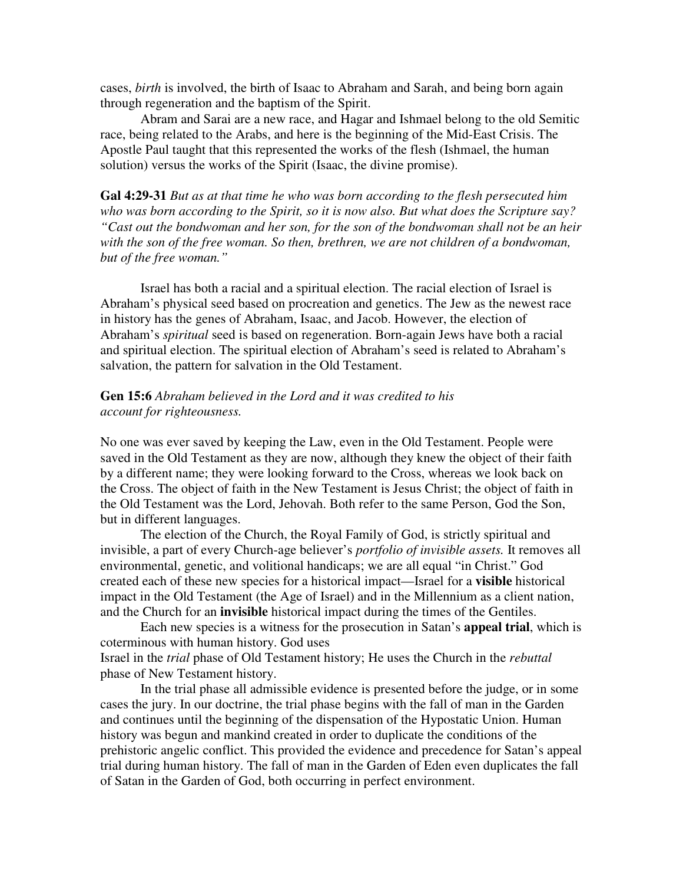cases, *birth* is involved, the birth of Isaac to Abraham and Sarah, and being born again through regeneration and the baptism of the Spirit.

Abram and Sarai are a new race, and Hagar and Ishmael belong to the old Semitic race, being related to the Arabs, and here is the beginning of the Mid-East Crisis. The Apostle Paul taught that this represented the works of the flesh (Ishmael, the human solution) versus the works of the Spirit (Isaac, the divine promise).

**Gal 4:29-31** *But as at that time he who was born according to the flesh persecuted him who was born according to the Spirit, so it is now also. But what does the Scripture say? "Cast out the bondwoman and her son, for the son of the bondwoman shall not be an heir with the son of the free woman. So then, brethren, we are not children of a bondwoman, but of the free woman."*

Israel has both a racial and a spiritual election. The racial election of Israel is Abraham's physical seed based on procreation and genetics. The Jew as the newest race in history has the genes of Abraham, Isaac, and Jacob. However, the election of Abraham's *spiritual* seed is based on regeneration. Born-again Jews have both a racial and spiritual election. The spiritual election of Abraham's seed is related to Abraham's salvation, the pattern for salvation in the Old Testament.

**Gen 15:6** *Abraham believed in the Lord and it was credited to his account for righteousness.*

No one was ever saved by keeping the Law, even in the Old Testament. People were saved in the Old Testament as they are now, although they knew the object of their faith by a different name; they were looking forward to the Cross, whereas we look back on the Cross. The object of faith in the New Testament is Jesus Christ; the object of faith in the Old Testament was the Lord, Jehovah. Both refer to the same Person, God the Son, but in different languages.

The election of the Church, the Royal Family of God, is strictly spiritual and invisible, a part of every Church-age believer's *portfolio of invisible assets.* It removes all environmental, genetic, and volitional handicaps; we are all equal "in Christ." God created each of these new species for a historical impact—Israel for a **visible** historical impact in the Old Testament (the Age of Israel) and in the Millennium as a client nation, and the Church for an **invisible** historical impact during the times of the Gentiles.

Each new species is a witness for the prosecution in Satan's **appeal trial**, which is coterminous with human history. God uses Israel in the *trial* phase of Old Testament history; He uses the Church in the *rebuttal* phase of New Testament history.

In the trial phase all admissible evidence is presented before the judge, or in some cases the jury. In our doctrine, the trial phase begins with the fall of man in the Garden and continues until the beginning of the dispensation of the Hypostatic Union. Human history was begun and mankind created in order to duplicate the conditions of the prehistoric angelic conflict. This provided the evidence and precedence for Satan's appeal trial during human history. The fall of man in the Garden of Eden even duplicates the fall of Satan in the Garden of God, both occurring in perfect environment.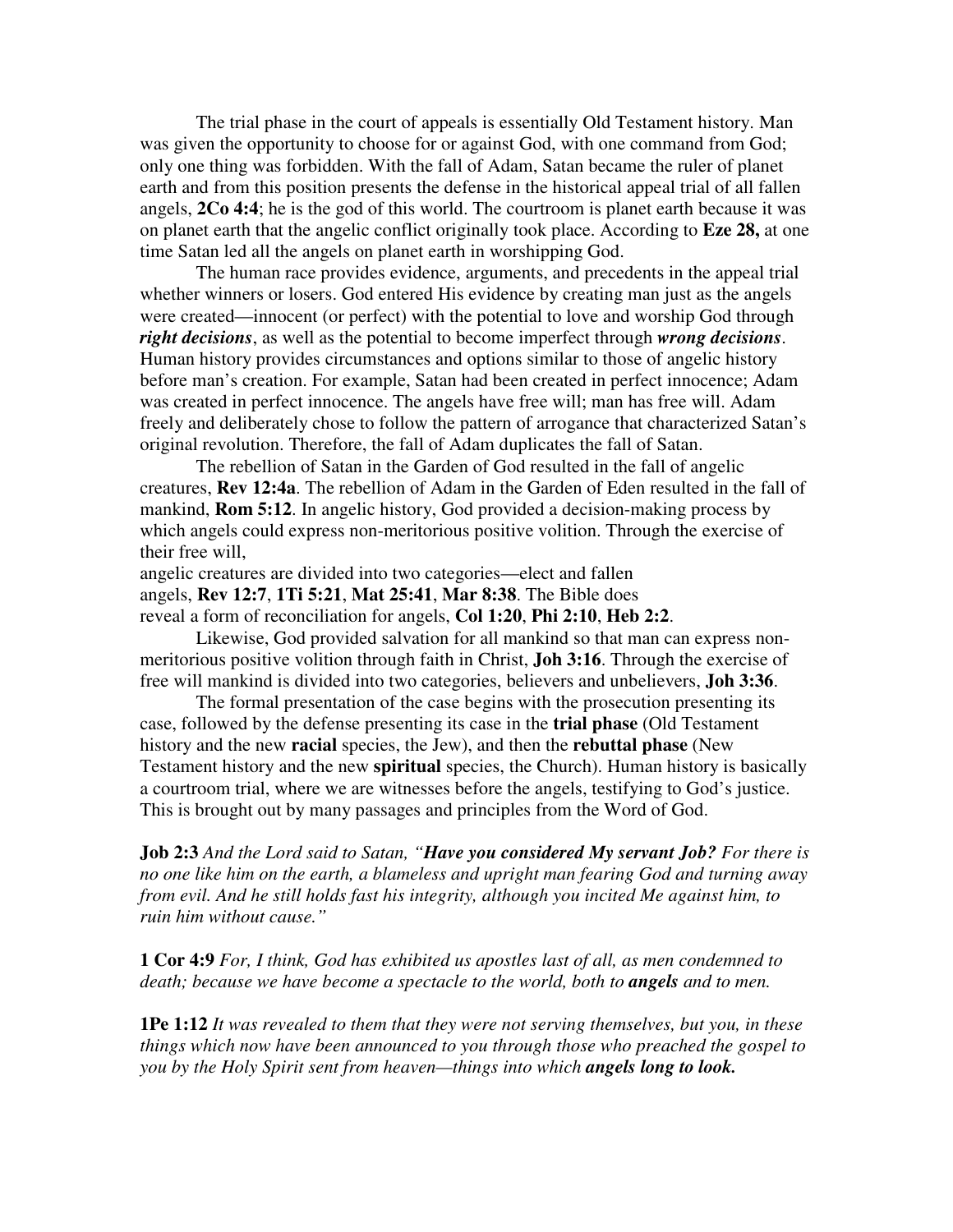The trial phase in the court of appeals is essentially Old Testament history. Man was given the opportunity to choose for or against God, with one command from God; only one thing was forbidden. With the fall of Adam, Satan became the ruler of planet earth and from this position presents the defense in the historical appeal trial of all fallen angels, **2Co 4:4**; he is the god of this world. The courtroom is planet earth because it was on planet earth that the angelic conflict originally took place. According to **Eze 28,** at one time Satan led all the angels on planet earth in worshipping God.

The human race provides evidence, arguments, and precedents in the appeal trial whether winners or losers. God entered His evidence by creating man just as the angels were created—innocent (or perfect) with the potential to love and worship God through ***right decisions***, as well as the potential to become imperfect through ***wrong decisions***. Human history provides circumstances and options similar to those of angelic history before man's creation. For example, Satan had been created in perfect innocence; Adam was created in perfect innocence. The angels have free will; man has free will. Adam freely and deliberately chose to follow the pattern of arrogance that characterized Satan's original revolution. Therefore, the fall of Adam duplicates the fall of Satan.

The rebellion of Satan in the Garden of God resulted in the fall of angelic creatures, **Rev 12:4a**. The rebellion of Adam in the Garden of Eden resulted in the fall of mankind, **Rom 5:12**. In angelic history, God provided a decision-making process by which angels could express non-meritorious positive volition. Through the exercise of their free will, angelic creatures are divided into two categories—elect and fallen angels, **Rev 12:7**, **1Ti 5:21**, **Mat 25:41**, **Mar 8:38**. The Bible does reveal a form of reconciliation for angels, **Col 1:20**, **Phi 2:10**, **Heb 2:2**.

Likewise, God provided salvation for all mankind so that man can express non-meritorious positive volition through faith in Christ, **Joh 3:16**. Through the exercise of free will mankind is divided into two categories, believers and unbelievers, **Joh 3:36**.

The formal presentation of the case begins with the prosecution presenting its case, followed by the defense presenting its case in the **trial phase** (Old Testament history and the new **racial** species, the Jew), and then the **rebuttal phase** (New Testament history and the new **spiritual** species, the Church). Human history is basically a courtroom trial, where we are witnesses before the angels, testifying to God's justice. This is brought out by many passages and principles from the Word of God.

**Job 2:3** *And the Lord said to Satan, "**Have you considered My servant Job?** For there is no one like him on the earth, a blameless and upright man fearing God and turning away from evil. And he still holds fast his integrity, although you incited Me against him, to ruin him without cause."*

**1 Cor 4:9** *For, I think, God has exhibited us apostles last of all, as men condemned to death; because we have become a spectacle to the world, both to **angels** and to men.*

**1Pe 1:12** *It was revealed to them that they were not serving themselves, but you, in these things which now have been announced to you through those who preached the gospel to you by the Holy Spirit sent from heaven—things into which **angels long to look.***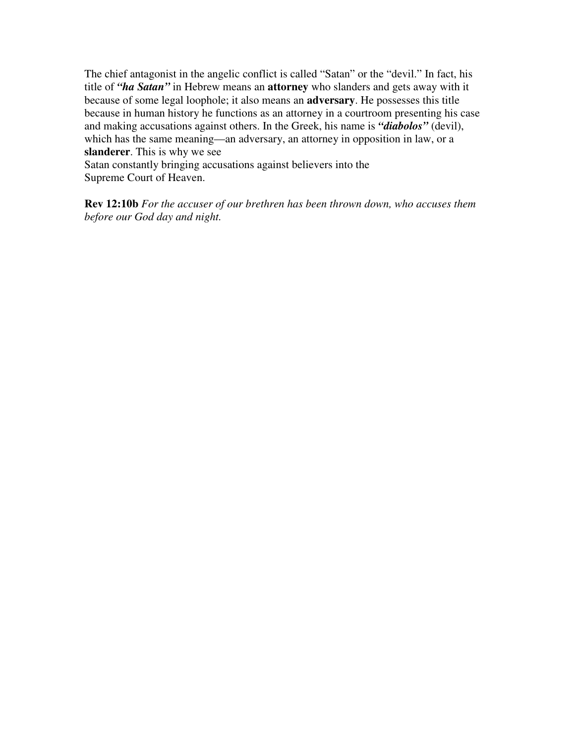The chief antagonist in the angelic conflict is called "Satan" or the "devil." In fact, his title of ***"ha Satan"*** in Hebrew means an **attorney** who slanders and gets away with it because of some legal loophole; it also means an **adversary**. He possesses this title because in human history he functions as an attorney in a courtroom presenting his case and making accusations against others. In the Greek, his name is ***"diabolos"*** (devil), which has the same meaning—an adversary, an attorney in opposition in law, or a **slanderer**. This is why we see Satan constantly bringing accusations against believers into the Supreme Court of Heaven.

**Rev 12:10b** *For the accuser of our brethren has been thrown down, who accuses them before our God day and night.*